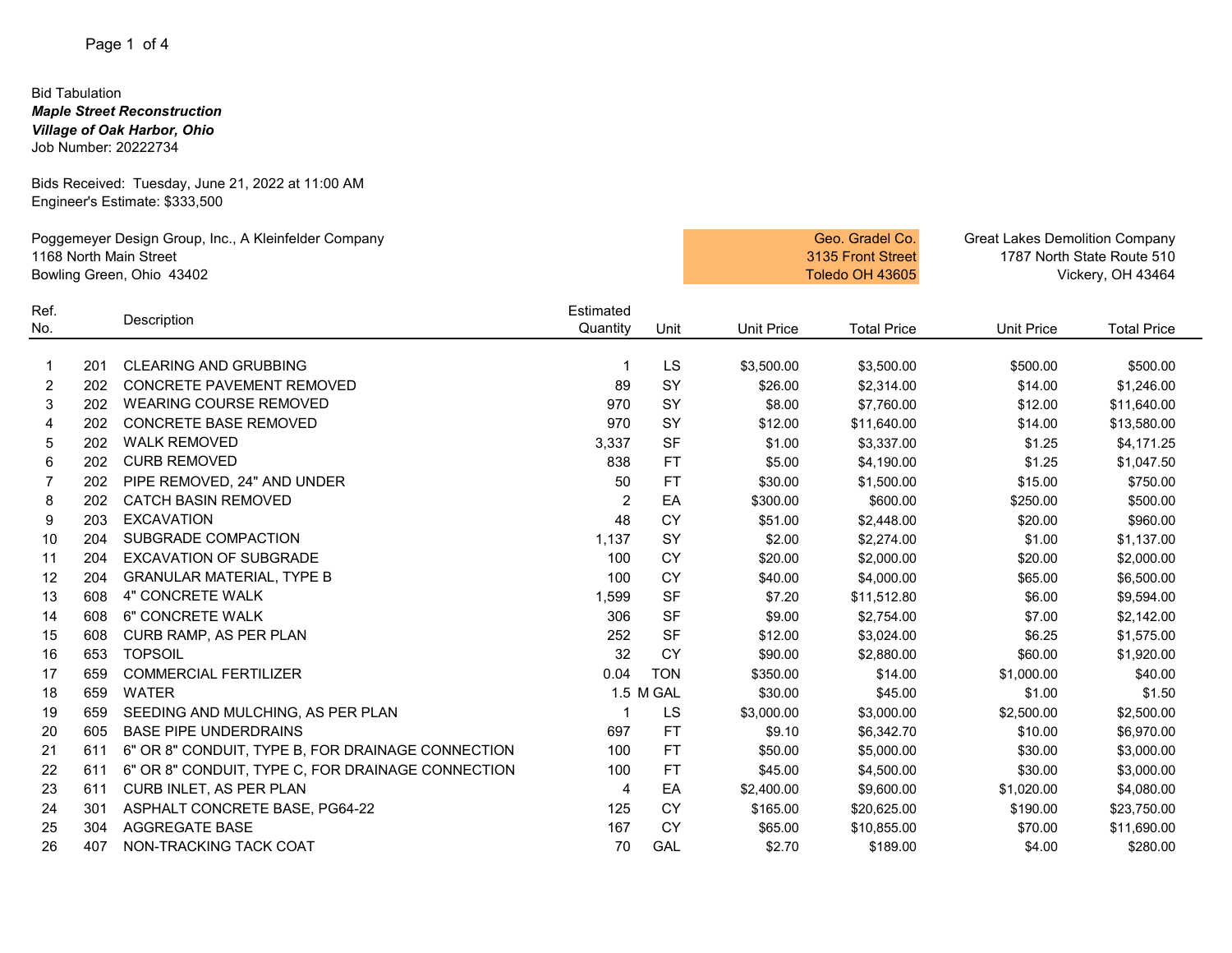Bid Tabulation

***Maple Street Reconstruction***

***Village of Oak Harbor, Ohio***

Job Number: 20222734

Bids Received: Tuesday, June 21, 2022 at 11:00 AM

Engineer's Estimate: $333,500

Poggemeyer Design Group, Inc., A Kleinfelder Company
1168 North Main Street
Bowling Green, Ohio 43402

| Ref. No. | | Description | Estimated Quantity | Unit | Geo. Gradel Co., 3135 Front Street, Toledo OH 43605 | | Great Lakes Demolition Company, 1787 North State Route 510, Vickery, OH 43464 | |
|---|---|---|---|---|---|---|---|---|
| | | | | | Unit Price | Total Price | Unit Price | Total Price |
| 1 | 201 | CLEARING AND GRUBBING | 1 | LS | $3,500.00 | $3,500.00 | $500.00 | $500.00 |
| 2 | 202 | CONCRETE PAVEMENT REMOVED | 89 | SY | $26.00 | $2,314.00 | $14.00 | $1,246.00 |
| 3 | 202 | WEARING COURSE REMOVED | 970 | SY | $8.00 | $7,760.00 | $12.00 | $11,640.00 |
| 4 | 202 | CONCRETE BASE REMOVED | 970 | SY | $12.00 | $11,640.00 | $14.00 | $13,580.00 |
| 5 | 202 | WALK REMOVED | 3,337 | SF | $1.00 | $3,337.00 | $1.25 | $4,171.25 |
| 6 | 202 | CURB REMOVED | 838 | FT | $5.00 | $4,190.00 | $1.25 | $1,047.50 |
| 7 | 202 | PIPE REMOVED, 24" AND UNDER | 50 | FT | $30.00 | $1,500.00 | $15.00 | $750.00 |
| 8 | 202 | CATCH BASIN REMOVED | 2 | EA | $300.00 | $600.00 | $250.00 | $500.00 |
| 9 | 203 | EXCAVATION | 48 | CY | $51.00 | $2,448.00 | $20.00 | $960.00 |
| 10 | 204 | SUBGRADE COMPACTION | 1,137 | SY | $2.00 | $2,274.00 | $1.00 | $1,137.00 |
| 11 | 204 | EXCAVATION OF SUBGRADE | 100 | CY | $20.00 | $2,000.00 | $20.00 | $2,000.00 |
| 12 | 204 | GRANULAR MATERIAL, TYPE B | 100 | CY | $40.00 | $4,000.00 | $65.00 | $6,500.00 |
| 13 | 608 | 4" CONCRETE WALK | 1,599 | SF | $7.20 | $11,512.80 | $6.00 | $9,594.00 |
| 14 | 608 | 6" CONCRETE WALK | 306 | SF | $9.00 | $2,754.00 | $7.00 | $2,142.00 |
| 15 | 608 | CURB RAMP, AS PER PLAN | 252 | SF | $12.00 | $3,024.00 | $6.25 | $1,575.00 |
| 16 | 653 | TOPSOIL | 32 | CY | $90.00 | $2,880.00 | $60.00 | $1,920.00 |
| 17 | 659 | COMMERCIAL FERTILIZER | 0.04 | TON | $350.00 | $14.00 | $1,000.00 | $40.00 |
| 18 | 659 | WATER | 1.5 | M GAL | $30.00 | $45.00 | $1.00 | $1.50 |
| 19 | 659 | SEEDING AND MULCHING, AS PER PLAN | 1 | LS | $3,000.00 | $3,000.00 | $2,500.00 | $2,500.00 |
| 20 | 605 | BASE PIPE UNDERDRAINS | 697 | FT | $9.10 | $6,342.70 | $10.00 | $6,970.00 |
| 21 | 611 | 6" OR 8" CONDUIT, TYPE B, FOR DRAINAGE CONNECTION | 100 | FT | $50.00 | $5,000.00 | $30.00 | $3,000.00 |
| 22 | 611 | 6" OR 8" CONDUIT, TYPE C, FOR DRAINAGE CONNECTION | 100 | FT | $45.00 | $4,500.00 | $30.00 | $3,000.00 |
| 23 | 611 | CURB INLET, AS PER PLAN | 4 | EA | $2,400.00 | $9,600.00 | $1,020.00 | $4,080.00 |
| 24 | 301 | ASPHALT CONCRETE BASE, PG64-22 | 125 | CY | $165.00 | $20,625.00 | $190.00 | $23,750.00 |
| 25 | 304 | AGGREGATE BASE | 167 | CY | $65.00 | $10,855.00 | $70.00 | $11,690.00 |
| 26 | 407 | NON-TRACKING TACK COAT | 70 | GAL | $2.70 | $189.00 | $4.00 | $280.00 |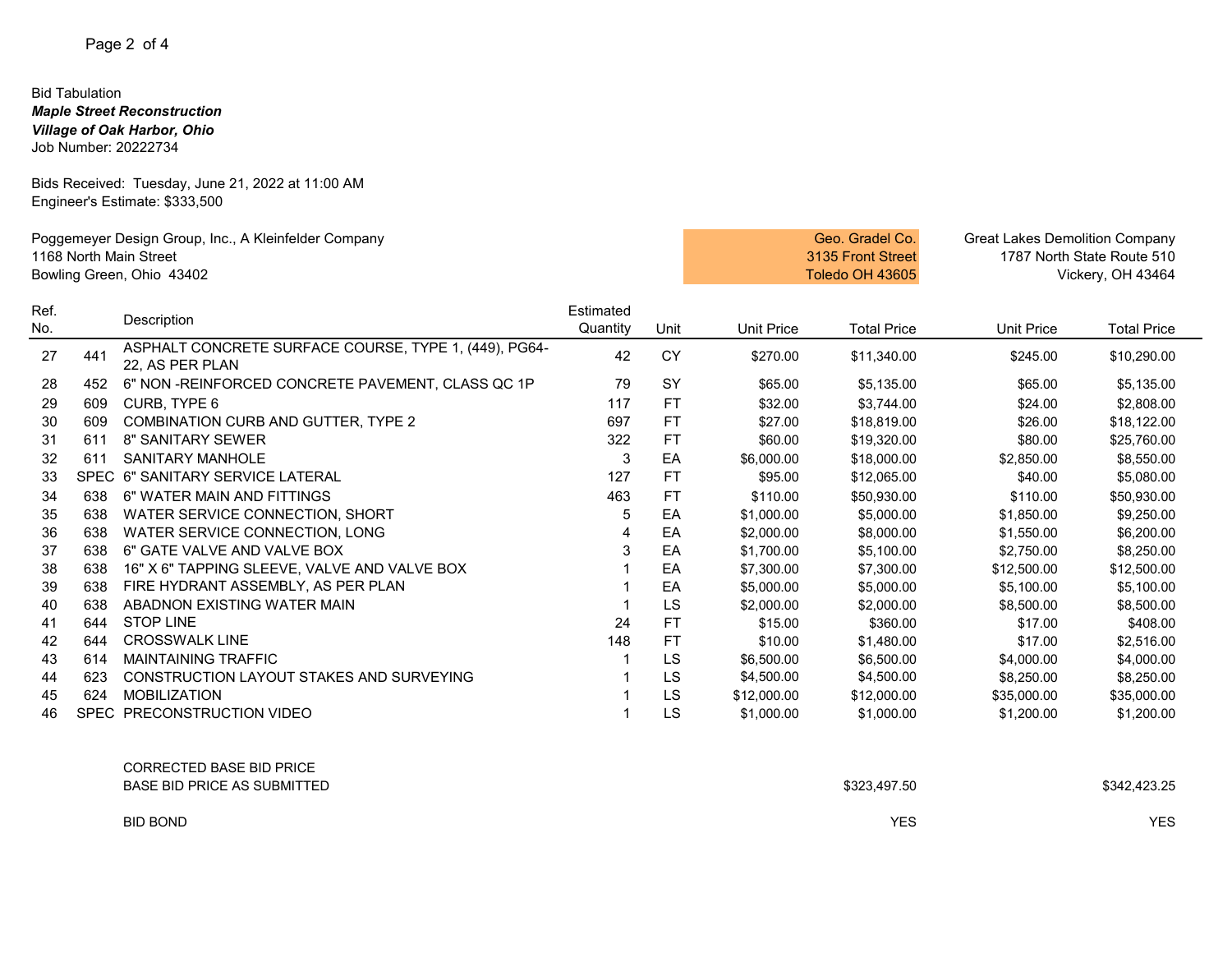Bid Tabulation
***Maple Street Reconstruction***
***Village of Oak Harbor, Ohio***
Job Number: 20222734

Bids Received: Tuesday, June 21, 2022 at 11:00 AM
Engineer's Estimate: $333,500

Poggemeyer Design Group, Inc., A Kleinfelder Company
1168 North Main Street
Bowling Green, Ohio 43402

| Ref. No. | | Description | Estimated Quantity | Unit | Geo. Gradel Co. 3135 Front Street Toledo OH 43605 | | Great Lakes Demolition Company 1787 North State Route 510 Vickery, OH 43464 | |
|---|---|---|---|---|---|---|---|---|
| | | | | | Unit Price | Total Price | Unit Price | Total Price |
| 27 | 441 | ASPHALT CONCRETE SURFACE COURSE, TYPE 1, (449), PG64-22, AS PER PLAN | 42 | CY | $270.00 | $11,340.00 | $245.00 | $10,290.00 |
| 28 | 452 | 6" NON -REINFORCED CONCRETE PAVEMENT, CLASS QC 1P | 79 | SY | $65.00 | $5,135.00 | $65.00 | $5,135.00 |
| 29 | 609 | CURB, TYPE 6 | 117 | FT | $32.00 | $3,744.00 | $24.00 | $2,808.00 |
| 30 | 609 | COMBINATION CURB AND GUTTER, TYPE 2 | 697 | FT | $27.00 | $18,819.00 | $26.00 | $18,122.00 |
| 31 | 611 | 8" SANITARY SEWER | 322 | FT | $60.00 | $19,320.00 | $80.00 | $25,760.00 |
| 32 | 611 | SANITARY MANHOLE | 3 | EA | $6,000.00 | $18,000.00 | $2,850.00 | $8,550.00 |
| 33 | SPEC | 6" SANITARY SERVICE LATERAL | 127 | FT | $95.00 | $12,065.00 | $40.00 | $5,080.00 |
| 34 | 638 | 6" WATER MAIN AND FITTINGS | 463 | FT | $110.00 | $50,930.00 | $110.00 | $50,930.00 |
| 35 | 638 | WATER SERVICE CONNECTION, SHORT | 5 | EA | $1,000.00 | $5,000.00 | $1,850.00 | $9,250.00 |
| 36 | 638 | WATER SERVICE CONNECTION, LONG | 4 | EA | $2,000.00 | $8,000.00 | $1,550.00 | $6,200.00 |
| 37 | 638 | 6" GATE VALVE AND VALVE BOX | 3 | EA | $1,700.00 | $5,100.00 | $2,750.00 | $8,250.00 |
| 38 | 638 | 16" X 6" TAPPING SLEEVE, VALVE AND VALVE BOX | 1 | EA | $7,300.00 | $7,300.00 | $12,500.00 | $12,500.00 |
| 39 | 638 | FIRE HYDRANT ASSEMBLY, AS PER PLAN | 1 | EA | $5,000.00 | $5,000.00 | $5,100.00 | $5,100.00 |
| 40 | 638 | ABADNON EXISTING WATER MAIN | 1 | LS | $2,000.00 | $2,000.00 | $8,500.00 | $8,500.00 |
| 41 | 644 | STOP LINE | 24 | FT | $15.00 | $360.00 | $17.00 | $408.00 |
| 42 | 644 | CROSSWALK LINE | 148 | FT | $10.00 | $1,480.00 | $17.00 | $2,516.00 |
| 43 | 614 | MAINTAINING TRAFFIC | 1 | LS | $6,500.00 | $6,500.00 | $4,000.00 | $4,000.00 |
| 44 | 623 | CONSTRUCTION LAYOUT STAKES AND SURVEYING | 1 | LS | $4,500.00 | $4,500.00 | $8,250.00 | $8,250.00 |
| 45 | 624 | MOBILIZATION | 1 | LS | $12,000.00 | $12,000.00 | $35,000.00 | $35,000.00 |
| 46 | SPEC | PRECONSTRUCTION VIDEO | 1 | LS | $1,000.00 | $1,000.00 | $1,200.00 | $1,200.00 |
| | | CORRECTED BASE BID PRICE | | | | | | |
| | | BASE BID PRICE AS SUBMITTED | | | | $323,497.50 | | $342,423.25 |
| | | BID BOND | | | | YES | | YES |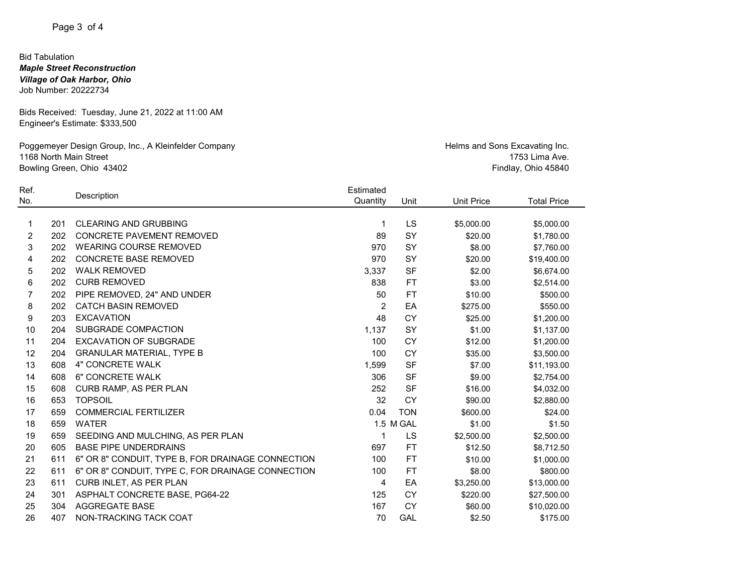Bid Tabulation
***Maple Street Reconstruction***
***Village of Oak Harbor, Ohio***
Job Number: 20222734

Bids Received: Tuesday, June 21, 2022 at 11:00 AM
Engineer's Estimate: $333,500

Poggemeyer Design Group, Inc., A Kleinfelder Company
1168 North Main Street
Bowling Green, Ohio 43402

Helms and Sons Excavating Inc.
1753 Lima Ave.
Findlay, Ohio 45840

| Ref. No. | | Description | Estimated Quantity | Unit | Unit Price | Total Price |
|---|---|---|---|---|---|---|
| 1 | 201 | CLEARING AND GRUBBING | 1 | LS | $5,000.00 | $5,000.00 |
| 2 | 202 | CONCRETE PAVEMENT REMOVED | 89 | SY | $20.00 | $1,780.00 |
| 3 | 202 | WEARING COURSE REMOVED | 970 | SY | $8.00 | $7,760.00 |
| 4 | 202 | CONCRETE BASE REMOVED | 970 | SY | $20.00 | $19,400.00 |
| 5 | 202 | WALK REMOVED | 3,337 | SF | $2.00 | $6,674.00 |
| 6 | 202 | CURB REMOVED | 838 | FT | $3.00 | $2,514.00 |
| 7 | 202 | PIPE REMOVED, 24" AND UNDER | 50 | FT | $10.00 | $500.00 |
| 8 | 202 | CATCH BASIN REMOVED | 2 | EA | $275.00 | $550.00 |
| 9 | 203 | EXCAVATION | 48 | CY | $25.00 | $1,200.00 |
| 10 | 204 | SUBGRADE COMPACTION | 1,137 | SY | $1.00 | $1,137.00 |
| 11 | 204 | EXCAVATION OF SUBGRADE | 100 | CY | $12.00 | $1,200.00 |
| 12 | 204 | GRANULAR MATERIAL, TYPE B | 100 | CY | $35.00 | $3,500.00 |
| 13 | 608 | 4" CONCRETE WALK | 1,599 | SF | $7.00 | $11,193.00 |
| 14 | 608 | 6" CONCRETE WALK | 306 | SF | $9.00 | $2,754.00 |
| 15 | 608 | CURB RAMP, AS PER PLAN | 252 | SF | $16.00 | $4,032.00 |
| 16 | 653 | TOPSOIL | 32 | CY | $90.00 | $2,880.00 |
| 17 | 659 | COMMERCIAL FERTILIZER | 0.04 | TON | $600.00 | $24.00 |
| 18 | 659 | WATER | 1.5 | M GAL | $1.00 | $1.50 |
| 19 | 659 | SEEDING AND MULCHING, AS PER PLAN | 1 | LS | $2,500.00 | $2,500.00 |
| 20 | 605 | BASE PIPE UNDERDRAINS | 697 | FT | $12.50 | $8,712.50 |
| 21 | 611 | 6" OR 8" CONDUIT, TYPE B, FOR DRAINAGE CONNECTION | 100 | FT | $10.00 | $1,000.00 |
| 22 | 611 | 6" OR 8" CONDUIT, TYPE C, FOR DRAINAGE CONNECTION | 100 | FT | $8.00 | $800.00 |
| 23 | 611 | CURB INLET, AS PER PLAN | 4 | EA | $3,250.00 | $13,000.00 |
| 24 | 301 | ASPHALT CONCRETE BASE, PG64-22 | 125 | CY | $220.00 | $27,500.00 |
| 25 | 304 | AGGREGATE BASE | 167 | CY | $60.00 | $10,020.00 |
| 26 | 407 | NON-TRACKING TACK COAT | 70 | GAL | $2.50 | $175.00 |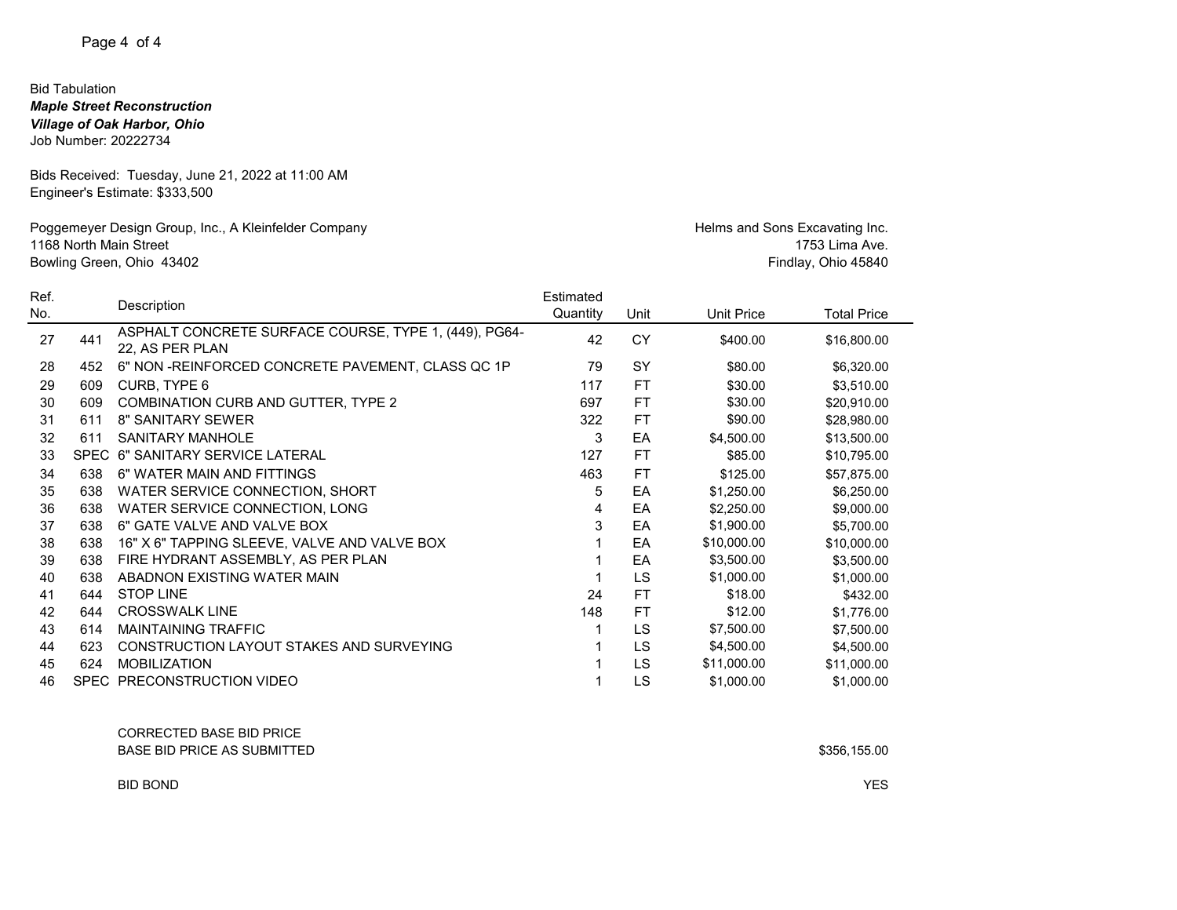Bid Tabulation
***Maple Street Reconstruction***
***Village of Oak Harbor, Ohio***
Job Number: 20222734

Bids Received: Tuesday, June 21, 2022 at 11:00 AM
Engineer's Estimate: $333,500

Poggemeyer Design Group, Inc., A Kleinfelder Company
1168 North Main Street
Bowling Green, Ohio 43402

Helms and Sons Excavating Inc.
1753 Lima Ave.
Findlay, Ohio 45840

| Ref. No. | | Description | Estimated Quantity | Unit | Unit Price | Total Price |
|---|---|---|---|---|---|---|
| 27 | 441 | ASPHALT CONCRETE SURFACE COURSE, TYPE 1, (449), PG64-22, AS PER PLAN | 42 | CY | $400.00 | $16,800.00 |
| 28 | 452 | 6" NON -REINFORCED CONCRETE PAVEMENT, CLASS QC 1P | 79 | SY | $80.00 | $6,320.00 |
| 29 | 609 | CURB, TYPE 6 | 117 | FT | $30.00 | $3,510.00 |
| 30 | 609 | COMBINATION CURB AND GUTTER, TYPE 2 | 697 | FT | $30.00 | $20,910.00 |
| 31 | 611 | 8" SANITARY SEWER | 322 | FT | $90.00 | $28,980.00 |
| 32 | 611 | SANITARY MANHOLE | 3 | EA | $4,500.00 | $13,500.00 |
| 33 | SPEC | 6" SANITARY SERVICE LATERAL | 127 | FT | $85.00 | $10,795.00 |
| 34 | 638 | 6" WATER MAIN AND FITTINGS | 463 | FT | $125.00 | $57,875.00 |
| 35 | 638 | WATER SERVICE CONNECTION, SHORT | 5 | EA | $1,250.00 | $6,250.00 |
| 36 | 638 | WATER SERVICE CONNECTION, LONG | 4 | EA | $2,250.00 | $9,000.00 |
| 37 | 638 | 6" GATE VALVE AND VALVE BOX | 3 | EA | $1,900.00 | $5,700.00 |
| 38 | 638 | 16" X 6" TAPPING SLEEVE, VALVE AND VALVE BOX | 1 | EA | $10,000.00 | $10,000.00 |
| 39 | 638 | FIRE HYDRANT ASSEMBLY, AS PER PLAN | 1 | EA | $3,500.00 | $3,500.00 |
| 40 | 638 | ABADNON EXISTING WATER MAIN | 1 | LS | $1,000.00 | $1,000.00 |
| 41 | 644 | STOP LINE | 24 | FT | $18.00 | $432.00 |
| 42 | 644 | CROSSWALK LINE | 148 | FT | $12.00 | $1,776.00 |
| 43 | 614 | MAINTAINING TRAFFIC | 1 | LS | $7,500.00 | $7,500.00 |
| 44 | 623 | CONSTRUCTION LAYOUT STAKES AND SURVEYING | 1 | LS | $4,500.00 | $4,500.00 |
| 45 | 624 | MOBILIZATION | 1 | LS | $11,000.00 | $11,000.00 |
| 46 | SPEC | PRECONSTRUCTION VIDEO | 1 | LS | $1,000.00 | $1,000.00 |

| | |
|---|---|
| CORRECTED BASE BID PRICE | |
| BASE BID PRICE AS SUBMITTED | $356,155.00 |
| BID BOND | YES |